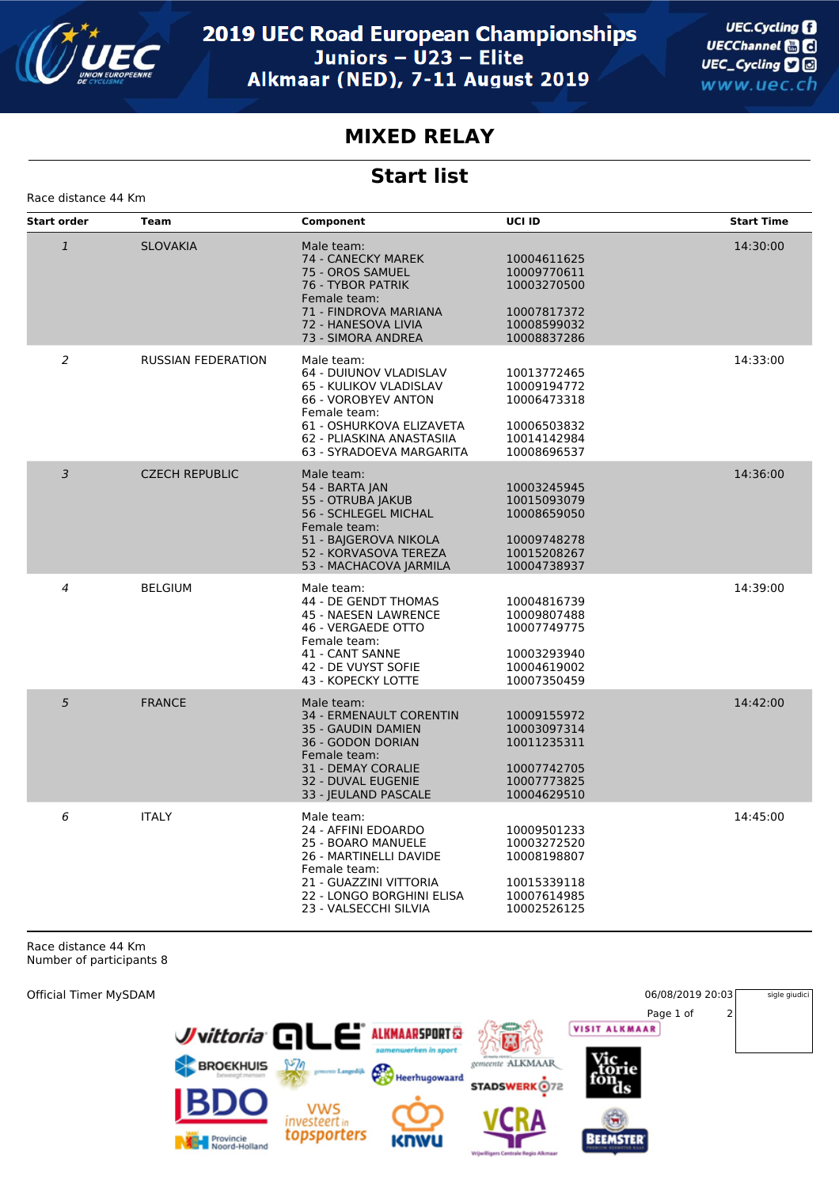# 2019 UEC Road European Championships

## Juniors – U23 – Elite

## Alkmaar (NED), 7-11 August 2019

UEC.Cycling
UECChannel
UEC_Cycling
www.uec.ch

# MIXED RELAY

## Start list

Race distance 44 Km

| Start order | Team | Component | UCI ID | Start Time |
|---|---|---|---|---|
| 1 | SLOVAKIA | Male team:<br>74 - CANECKY MAREK<br>75 - OROS SAMUEL<br>76 - TYBOR PATRIK<br>Female team:<br>71 - FINDROVA MARIANA<br>72 - HANESOVA LIVIA<br>73 - SIMORA ANDREA | <br>10004611625<br>10009770611<br>10003270500<br><br>10007817372<br>10008599032<br>10008837286 | 14:30:00 |
| 2 | RUSSIAN FEDERATION | Male team:<br>64 - DUIUNOV VLADISLAV<br>65 - KULIKOV VLADISLAV<br>66 - VOROBYEV ANTON<br>Female team:<br>61 - OSHURKOVA ELIZAVETA<br>62 - PLIASKINA ANASTASIIA<br>63 - SYRADOEVA MARGARITA | <br>10013772465<br>10009194772<br>10006473318<br><br>10006503832<br>10014142984<br>10008696537 | 14:33:00 |
| 3 | CZECH REPUBLIC | Male team:<br>54 - BARTA JAN<br>55 - OTRUBA JAKUB<br>56 - SCHLEGEL MICHAL<br>Female team:<br>51 - BAJGEROVA NIKOLA<br>52 - KORVASOVA TEREZA<br>53 - MACHACOVA JARMILA | <br>10003245945<br>10015093079<br>10008659050<br><br>10009748278<br>10015208267<br>10004738937 | 14:36:00 |
| 4 | BELGIUM | Male team:<br>44 - DE GENDT THOMAS<br>45 - NAESEN LAWRENCE<br>46 - VERGAEDE OTTO<br>Female team:<br>41 - CANT SANNE<br>42 - DE VUYST SOFIE<br>43 - KOPECKY LOTTE | <br>10004816739<br>10009807488<br>10007749775<br><br>10003293940<br>10004619002<br>10007350459 | 14:39:00 |
| 5 | FRANCE | Male team:<br>34 - ERMENAULT CORENTIN<br>35 - GAUDIN DAMIEN<br>36 - GODON DORIAN<br>Female team:<br>31 - DEMAY CORALIE<br>32 - DUVAL EUGENIE<br>33 - JEULAND PASCALE | <br>10009155972<br>10003097314<br>10011235311<br><br>10007742705<br>10007773825<br>10004629510 | 14:42:00 |
| 6 | ITALY | Male team:<br>24 - AFFINI EDOARDO<br>25 - BOARO MANUELE<br>26 - MARTINELLI DAVIDE<br>Female team:<br>21 - GUAZZINI VITTORIA<br>22 - LONGO BORGHINI ELISA<br>23 - VALSECCHI SILVIA | <br>10009501233<br>10003272520<br>10008198807<br><br>10015339118<br>10007614985<br>10002526125 | 14:45:00 |

Race distance 44 Km
Number of participants 8

Official Timer MySDAM

06/08/2019 20:03

sigle giudici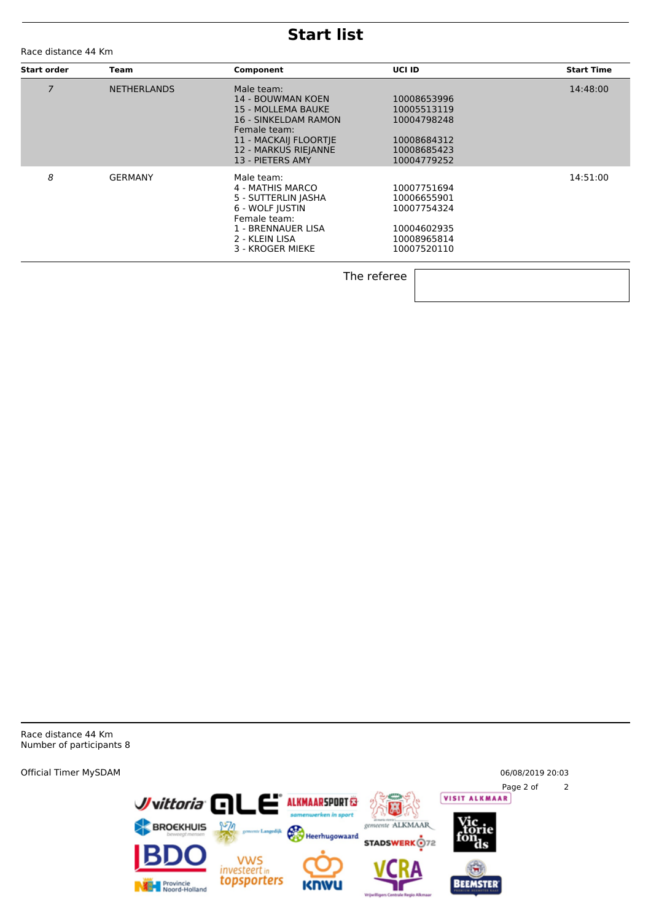# Start list

Race distance 44 Km

| Start order | Team | Component | UCI ID | Start Time |
|---|---|---|---|---|
| 7 | NETHERLANDS | Male team:<br>14 - BOUWMAN KOEN<br>15 - MOLLEMA BAUKE<br>16 - SINKELDAM RAMON<br>Female team:<br>11 - MACKAIJ FLOORTJE<br>12 - MARKUS RIEJANNE<br>13 - PIETERS AMY | <br>10008653996<br>10005513119<br>10004798248<br><br>10008684312<br>10008685423<br>10004779252 | 14:48:00 |
| 8 | GERMANY | Male team:<br>4 - MATHIS MARCO<br>5 - SUTTERLIN JASHA<br>6 - WOLF JUSTIN<br>Female team:<br>1 - BRENNAUER LISA<br>2 - KLEIN LISA<br>3 - KROGER MIEKE | <br>10007751694<br>10006655901<br>10007754324<br><br>10004602935<br>10008965814<br>10007520110 | 14:51:00 |

The referee

Race distance 44 Km
Number of participants 8

Official Timer MySDAM

06/08/2019 20:03